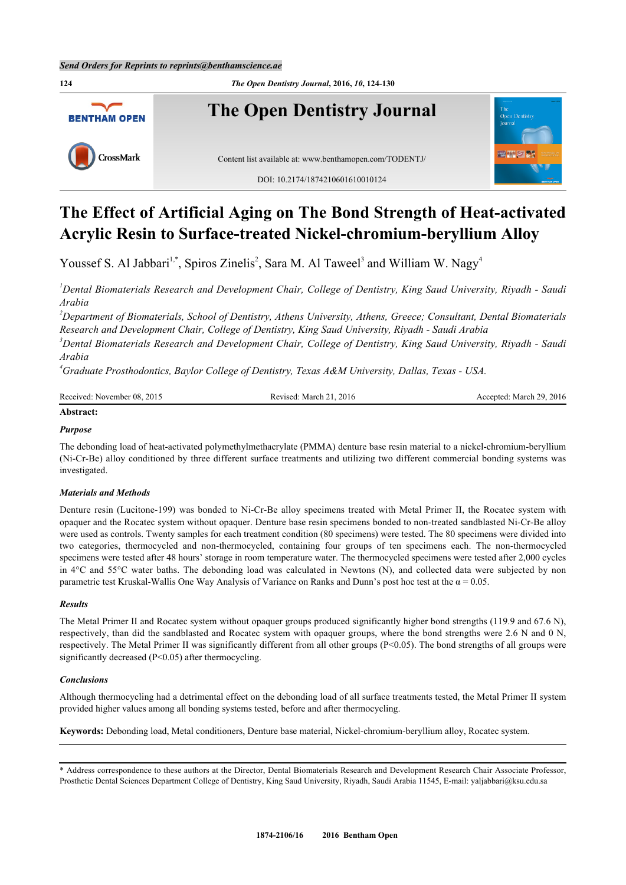*Send Orders for Reprints to reprints@benthamscience.ae*

# The Effect of Artificial Aging on The Bond Strength of Heat-activated Acrylic Resin to Surface-treated Nickel-chromium-beryllium Alloy

Youssef S. Al Jabbari[1,*], Spiros Zinelis[2], Sara M. Al Taweel[3] and William W. Nagy[4]

[1]*Dental Biomaterials Research and Development Chair, College of Dentistry, King Saud University, Riyadh - Saudi Arabia*

[2]*Department of Biomaterials, School of Dentistry, Athens University, Athens, Greece; Consultant, Dental Biomaterials Research and Development Chair, College of Dentistry, King Saud University, Riyadh - Saudi Arabia*

[3]*Dental Biomaterials Research and Development Chair, College of Dentistry, King Saud University, Riyadh - Saudi Arabia*

[4]*Graduate Prosthodontics, Baylor College of Dentistry, Texas A&M University, Dallas, Texas - USA.*

Received: November 08, 2015 Revised: March 21, 2016 Accepted: March 29, 2016

**Abstract:**

***Purpose***

The debonding load of heat-activated polymethylmethacrylate (PMMA) denture base resin material to a nickel-chromium-beryllium (Ni-Cr-Be) alloy conditioned by three different surface treatments and utilizing two different commercial bonding systems was investigated.

***Materials and Methods***

Denture resin (Lucitone-199) was bonded to Ni-Cr-Be alloy specimens treated with Metal Primer II, the Rocatec system with opaquer and the Rocatec system without opaquer. Denture base resin specimens bonded to non-treated sandblasted Ni-Cr-Be alloy were used as controls. Twenty samples for each treatment condition (80 specimens) were tested. The 80 specimens were divided into two categories, thermocycled and non-thermocycled, containing four groups of ten specimens each. The non-thermocycled specimens were tested after 48 hours' storage in room temperature water. The thermocycled specimens were tested after 2,000 cycles in 4°C and 55°C water baths. The debonding load was calculated in Newtons (N), and collected data were subjected by non parametric test Kruskal-Wallis One Way Analysis of Variance on Ranks and Dunn's post hoc test at the $\alpha = 0.05$.

***Results***

The Metal Primer II and Rocatec system without opaquer groups produced significantly higher bond strengths (119.9 and 67.6 N), respectively, than did the sandblasted and Rocatec system with opaquer groups, where the bond strengths were 2.6 N and 0 N, respectively. The Metal Primer II was significantly different from all other groups ($P<0.05$). The bond strengths of all groups were significantly decreased ($P<0.05$) after thermocycling.

***Conclusions***

Although thermocycling had a detrimental effect on the debonding load of all surface treatments tested, the Metal Primer II system provided higher values among all bonding systems tested, before and after thermocycling.

**Keywords:** Debonding load, Metal conditioners, Denture base material, Nickel-chromium-beryllium alloy, Rocatec system.

---

* Address correspondence to these authors at the Director, Dental Biomaterials Research and Development Research Chair Associate Professor, Prosthetic Dental Sciences Department College of Dentistry, King Saud University, Riyadh, Saudi Arabia 11545, E-mail: yaljabbari@ksu.edu.sa

1874-2106/16 2016 Bentham Open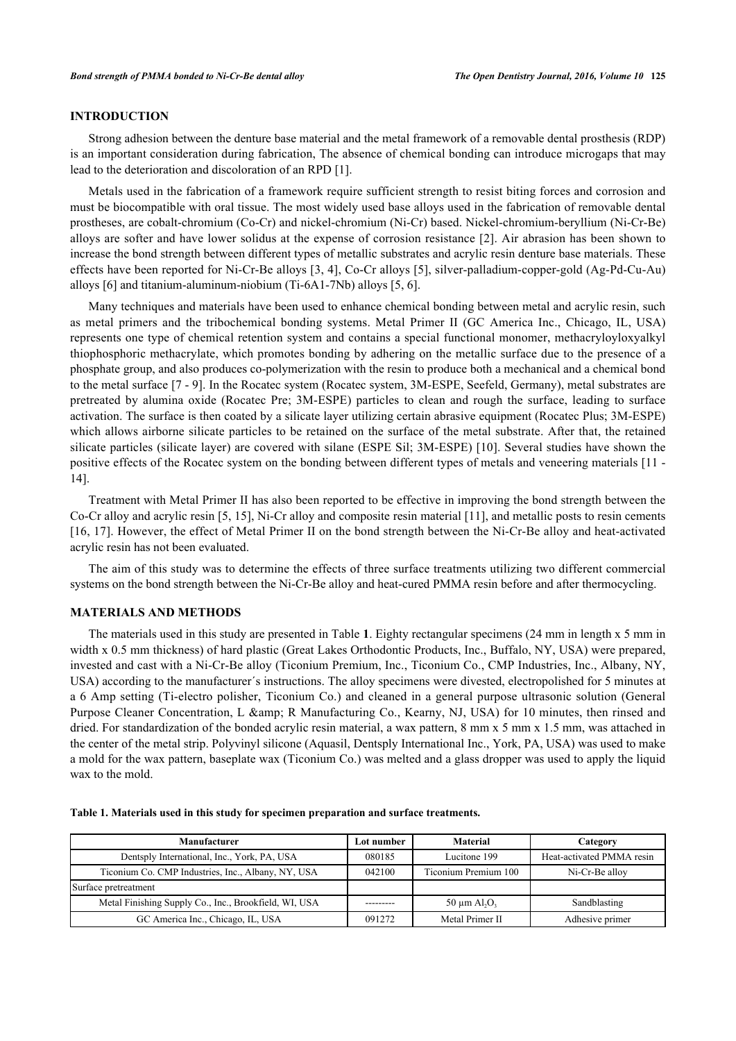## INTRODUCTION

Strong adhesion between the denture base material and the metal framework of a removable dental prosthesis (RDP) is an important consideration during fabrication, The absence of chemical bonding can introduce microgaps that may lead to the deterioration and discoloration of an RPD [1].

Metals used in the fabrication of a framework require sufficient strength to resist biting forces and corrosion and must be biocompatible with oral tissue. The most widely used base alloys used in the fabrication of removable dental prostheses, are cobalt-chromium (Co-Cr) and nickel-chromium (Ni-Cr) based. Nickel-chromium-beryllium (Ni-Cr-Be) alloys are softer and have lower solidus at the expense of corrosion resistance [2]. Air abrasion has been shown to increase the bond strength between different types of metallic substrates and acrylic resin denture base materials. These effects have been reported for Ni-Cr-Be alloys [3, 4], Co-Cr alloys [5], silver-palladium-copper-gold (Ag-Pd-Cu-Au) alloys [6] and titanium-aluminum-niobium (Ti-6A1-7Nb) alloys [5, 6].

Many techniques and materials have been used to enhance chemical bonding between metal and acrylic resin, such as metal primers and the tribochemical bonding systems. Metal Primer II (GC America Inc., Chicago, IL, USA) represents one type of chemical retention system and contains a special functional monomer, methacryloyloxyalkyl thiophosphoric methacrylate, which promotes bonding by adhering on the metallic surface due to the presence of a phosphate group, and also produces co-polymerization with the resin to produce both a mechanical and a chemical bond to the metal surface [7 - 9]. In the Rocatec system (Rocatec system, 3M-ESPE, Seefeld, Germany), metal substrates are pretreated by alumina oxide (Rocatec Pre; 3M-ESPE) particles to clean and rough the surface, leading to surface activation. The surface is then coated by a silicate layer utilizing certain abrasive equipment (Rocatec Plus; 3M-ESPE) which allows airborne silicate particles to be retained on the surface of the metal substrate. After that, the retained silicate particles (silicate layer) are covered with silane (ESPE Sil; 3M-ESPE) [10]. Several studies have shown the positive effects of the Rocatec system on the bonding between different types of metals and veneering materials [11 - 14].

Treatment with Metal Primer II has also been reported to be effective in improving the bond strength between the Co-Cr alloy and acrylic resin [5, 15], Ni-Cr alloy and composite resin material [11], and metallic posts to resin cements [16, 17]. However, the effect of Metal Primer II on the bond strength between the Ni-Cr-Be alloy and heat-activated acrylic resin has not been evaluated.

The aim of this study was to determine the effects of three surface treatments utilizing two different commercial systems on the bond strength between the Ni-Cr-Be alloy and heat-cured PMMA resin before and after thermocycling.

## MATERIALS AND METHODS

The materials used in this study are presented in Table **1**. Eighty rectangular specimens (24 mm in length x 5 mm in width x 0.5 mm thickness) of hard plastic (Great Lakes Orthodontic Products, Inc., Buffalo, NY, USA) were prepared, invested and cast with a Ni-Cr-Be alloy (Ticonium Premium, Inc., Ticonium Co., CMP Industries, Inc., Albany, NY, USA) according to the manufacturer´s instructions. The alloy specimens were divested, electropolished for 5 minutes at a 6 Amp setting (Ti-electro polisher, Ticonium Co.) and cleaned in a general purpose ultrasonic solution (General Purpose Cleaner Concentration, L &amp; R Manufacturing Co., Kearny, NJ, USA) for 10 minutes, then rinsed and dried. For standardization of the bonded acrylic resin material, a wax pattern, 8 mm x 5 mm x 1.5 mm, was attached in the center of the metal strip. Polyvinyl silicone (Aquasil, Dentsply International Inc., York, PA, USA) was used to make a mold for the wax pattern, baseplate wax (Ticonium Co.) was melted and a glass dropper was used to apply the liquid wax to the mold.

**Table 1. Materials used in this study for specimen preparation and surface treatments.**

| Manufacturer | Lot number | Material | Category |
|---|---|---|---|
| Dentsply International, Inc., York, PA, USA | 080185 | Lucitone 199 | Heat-activated PMMA resin |
| Ticonium Co. CMP Industries, Inc., Albany, NY, USA | 042100 | Ticonium Premium 100 | Ni-Cr-Be alloy |
| Surface pretreatment | | | |
| Metal Finishing Supply Co., Inc., Brookfield, WI, USA | --------- | 50 µm $Al_2O_3$ | Sandblasting |
| GC America Inc., Chicago, IL, USA | 091272 | Metal Primer II | Adhesive primer |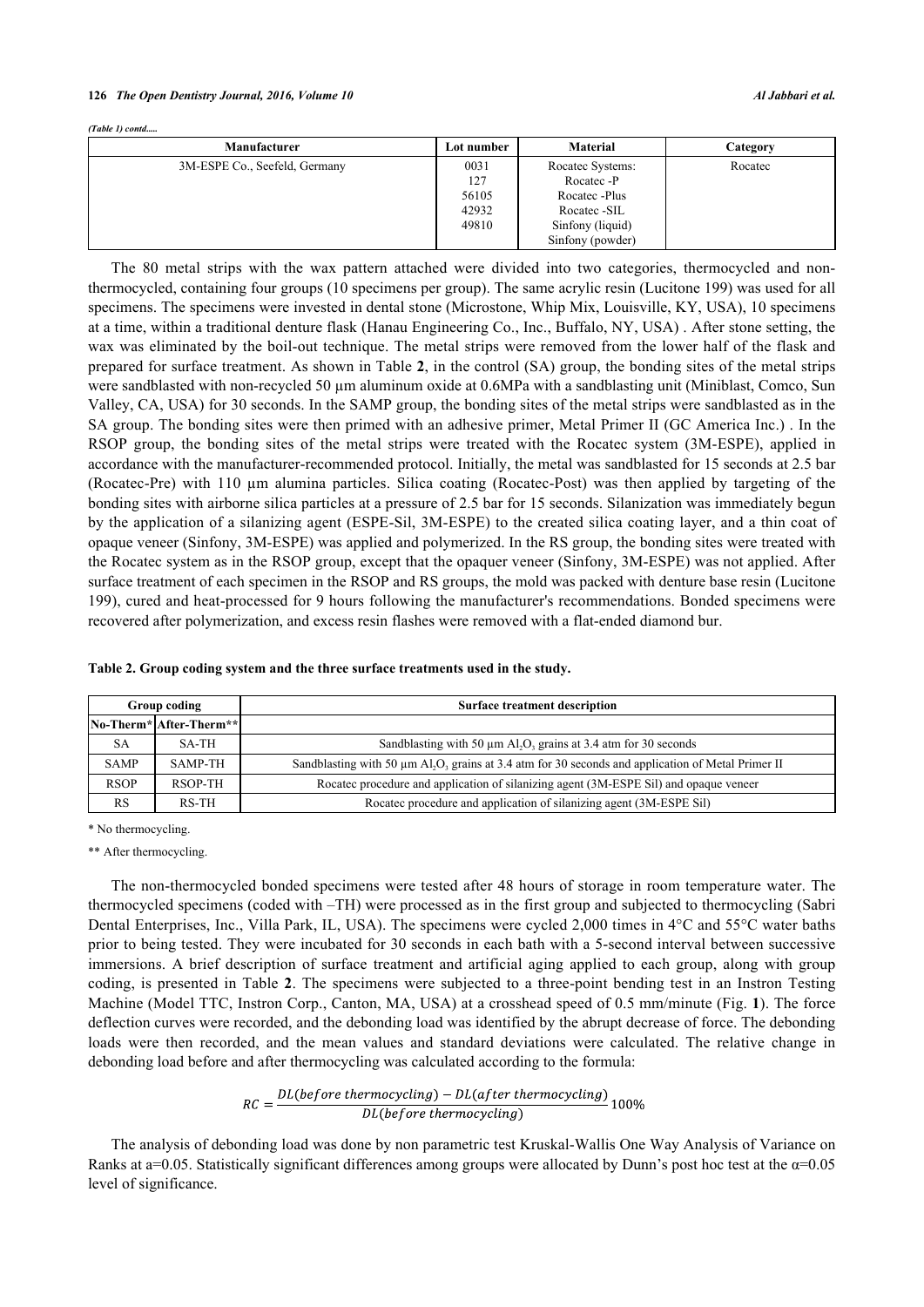*(Table 1) contd.....*

| Manufacturer | Lot number | Material | Category |
|---|---|---|---|
| 3M-ESPE Co., Seefeld, Germany | 0031<br>127<br>56105<br>42932<br>49810 | Rocatec Systems:<br>Rocatec -P<br>Rocatec -Plus<br>Rocatec -SIL<br>Sinfony (liquid)<br>Sinfony (powder) | Rocatec |

The 80 metal strips with the wax pattern attached were divided into two categories, thermocycled and non-thermocycled, containing four groups (10 specimens per group). The same acrylic resin (Lucitone 199) was used for all specimens. The specimens were invested in dental stone (Microstone, Whip Mix, Louisville, KY, USA), 10 specimens at a time, within a traditional denture flask (Hanau Engineering Co., Inc., Buffalo, NY, USA) . After stone setting, the wax was eliminated by the boil-out technique. The metal strips were removed from the lower half of the flask and prepared for surface treatment. As shown in Table **2**, in the control (SA) group, the bonding sites of the metal strips were sandblasted with non-recycled 50 µm aluminum oxide at 0.6MPa with a sandblasting unit (Miniblast, Comco, Sun Valley, CA, USA) for 30 seconds. In the SAMP group, the bonding sites of the metal strips were sandblasted as in the SA group. The bonding sites were then primed with an adhesive primer, Metal Primer II (GC America Inc.) . In the RSOP group, the bonding sites of the metal strips were treated with the Rocatec system (3M-ESPE), applied in accordance with the manufacturer-recommended protocol. Initially, the metal was sandblasted for 15 seconds at 2.5 bar (Rocatec-Pre) with 110 µm alumina particles. Silica coating (Rocatec-Post) was then applied by targeting of the bonding sites with airborne silica particles at a pressure of 2.5 bar for 15 seconds. Silanization was immediately begun by the application of a silanizing agent (ESPE-Sil, 3M-ESPE) to the created silica coating layer, and a thin coat of opaque veneer (Sinfony, 3M-ESPE) was applied and polymerized. In the RS group, the bonding sites were treated with the Rocatec system as in the RSOP group, except that the opaquer veneer (Sinfony, 3M-ESPE) was not applied. After surface treatment of each specimen in the RSOP and RS groups, the mold was packed with denture base resin (Lucitone 199), cured and heat-processed for 9 hours following the manufacturer's recommendations. Bonded specimens were recovered after polymerization, and excess resin flashes were removed with a flat-ended diamond bur.

**Table 2. Group coding system and the three surface treatments used in the study.**

| Group coding | | Surface treatment description |
|---|---|---|
| No-Therm* | After-Therm** | |
| SA | SA-TH | Sandblasting with 50 µm $Al_2O_3$ grains at 3.4 atm for 30 seconds |
| SAMP | SAMP-TH | Sandblasting with 50 µm $Al_2O_3$ grains at 3.4 atm for 30 seconds and application of Metal Primer II |
| RSOP | RSOP-TH | Rocatec procedure and application of silanizing agent (3M-ESPE Sil) and opaque veneer |
| RS | RS-TH | Rocatec procedure and application of silanizing agent (3M-ESPE Sil) |

\* No thermocycling.

\*\* After thermocycling.

The non-thermocycled bonded specimens were tested after 48 hours of storage in room temperature water. The thermocycled specimens (coded with –TH) were processed as in the first group and subjected to thermocycling (Sabri Dental Enterprises, Inc., Villa Park, IL, USA). The specimens were cycled 2,000 times in 4°C and 55°C water baths prior to being tested. They were incubated for 30 seconds in each bath with a 5-second interval between successive immersions. A brief description of surface treatment and artificial aging applied to each group, along with group coding, is presented in Table **2**. The specimens were subjected to a three-point bending test in an Instron Testing Machine (Model TTC, Instron Corp., Canton, MA, USA) at a crosshead speed of 0.5 mm/minute (Fig. **1**). The force deflection curves were recorded, and the debonding load was identified by the abrupt decrease of force. The debonding loads were then recorded, and the mean values and standard deviations were calculated. The relative change in debonding load before and after thermocycling was calculated according to the formula:

$$RC = \frac{DL(before\ thermocycling) - DL(after\ thermocycling)}{DL(before\ thermocycling)} 100\%$$

The analysis of debonding load was done by non parametric test Kruskal-Wallis One Way Analysis of Variance on Ranks at a=0.05. Statistically significant differences among groups were allocated by Dunn's post hoc test at the $\alpha=0.05$ level of significance.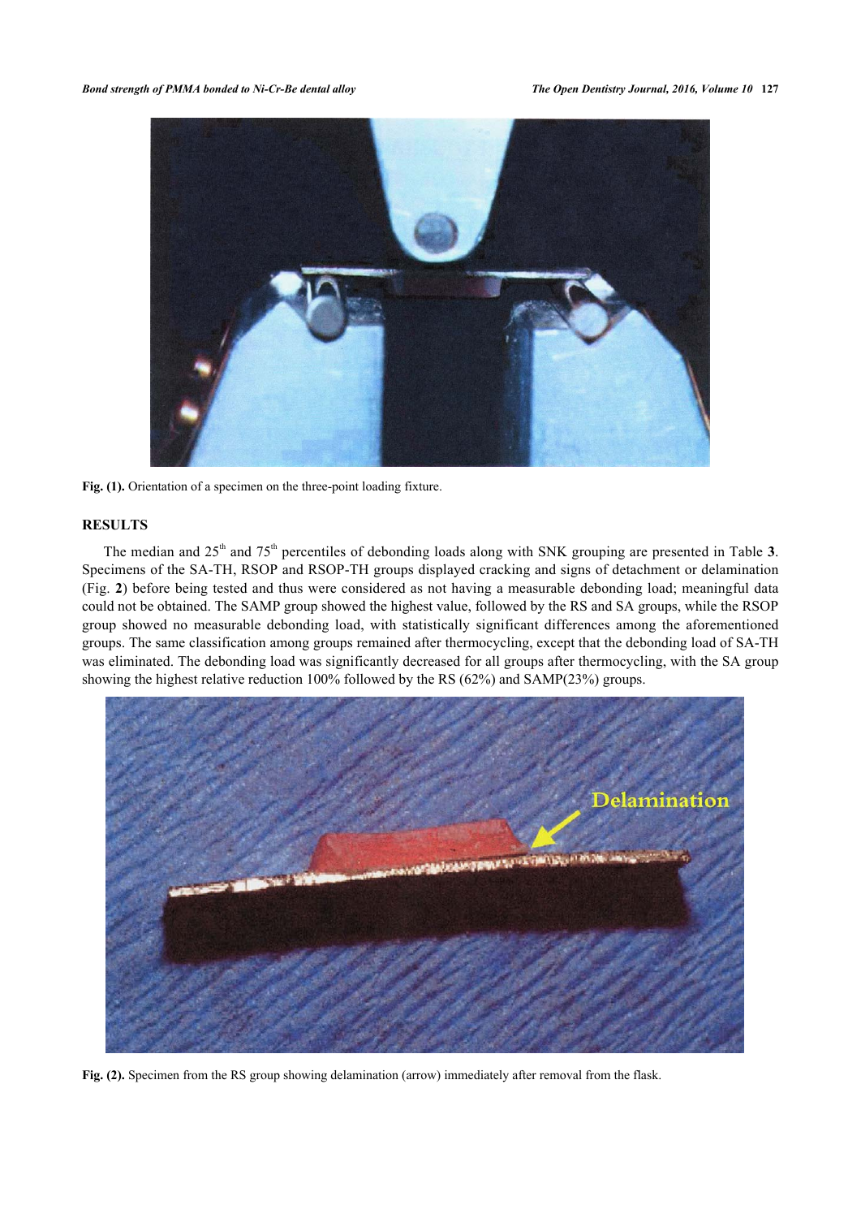Fig. (1). Orientation of a specimen on the three-point loading fixture.

## RESULTS

The median and $25^{th}$ and $75^{th}$ percentiles of debonding loads along with SNK grouping are presented in Table **3**. Specimens of the SA-TH, RSOP and RSOP-TH groups displayed cracking and signs of detachment or delamination (Fig. **2**) before being tested and thus were considered as not having a measurable debonding load; meaningful data could not be obtained. The SAMP group showed the highest value, followed by the RS and SA groups, while the RSOP group showed no measurable debonding load, with statistically significant differences among the aforementioned groups. The same classification among groups remained after thermocycling, except that the debonding load of SA-TH was eliminated. The debonding load was significantly decreased for all groups after thermocycling, with the SA group showing the highest relative reduction 100% followed by the RS (62%) and SAMP(23%) groups.

Fig. (2). Specimen from the RS group showing delamination (arrow) immediately after removal from the flask.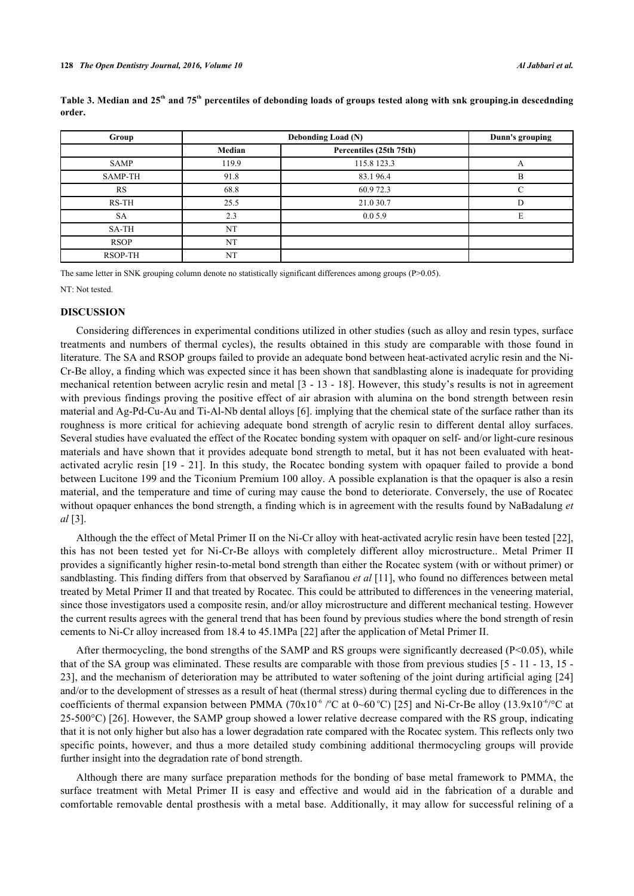**Table 3. Median and 25<sup>th</sup> and 75<sup>th</sup> percentiles of debonding loads of groups tested along with snk grouping.in descednding order.**

| Group | Debonding Load (N) | | Dunn's grouping |
|---|---|---|---|
| | Median | Percentiles (25th 75th) | |
| SAMP | 119.9 | 115.8 123.3 | A |
| SAMP-TH | 91.8 | 83.1 96.4 | B |
| RS | 68.8 | 60.9 72.3 | C |
| RS-TH | 25.5 | 21.0 30.7 | D |
| SA | 2.3 | 0.0 5.9 | E |
| SA-TH | NT | | |
| RSOP | NT | | |
| RSOP-TH | NT | | |

The same letter in SNK grouping column denote no statistically significant differences among groups (P>0.05).

NT: Not tested.

## DISCUSSION

Considering differences in experimental conditions utilized in other studies (such as alloy and resin types, surface treatments and numbers of thermal cycles), the results obtained in this study are comparable with those found in literature. The SA and RSOP groups failed to provide an adequate bond between heat-activated acrylic resin and the Ni-Cr-Be alloy, a finding which was expected since it has been shown that sandblasting alone is inadequate for providing mechanical retention between acrylic resin and metal [3 - 13 - 18]. However, this study's results is not in agreement with previous findings proving the positive effect of air abrasion with alumina on the bond strength between resin material and Ag-Pd-Cu-Au and Ti-Al-Nb dental alloys [6]. implying that the chemical state of the surface rather than its roughness is more critical for achieving adequate bond strength of acrylic resin to different dental alloy surfaces. Several studies have evaluated the effect of the Rocatec bonding system with opaquer on self- and/or light-cure resinous materials and have shown that it provides adequate bond strength to metal, but it has not been evaluated with heat-activated acrylic resin [19 - 21]. In this study, the Rocatec bonding system with opaquer failed to provide a bond between Lucitone 199 and the Ticonium Premium 100 alloy. A possible explanation is that the opaquer is also a resin material, and the temperature and time of curing may cause the bond to deteriorate. Conversely, the use of Rocatec without opaquer enhances the bond strength, a finding which is in agreement with the results found by NaBadalung *et al* [3].

Although the the effect of Metal Primer II on the Ni-Cr alloy with heat-activated acrylic resin have been tested [22], this has not been tested yet for Ni-Cr-Be alloys with completely different alloy microstructure.. Metal Primer II provides a significantly higher resin-to-metal bond strength than either the Rocatec system (with or without primer) or sandblasting. This finding differs from that observed by Sarafianou *et al* [11], who found no differences between metal treated by Metal Primer II and that treated by Rocatec. This could be attributed to differences in the veneering material, since those investigators used a composite resin, and/or alloy microstructure and different mechanical testing. However the current results agrees with the general trend that has been found by previous studies where the bond strength of resin cements to Ni-Cr alloy increased from 18.4 to 45.1MPa [22] after the application of Metal Primer II.

After thermocycling, the bond strengths of the SAMP and RS groups were significantly decreased (P<0.05), while that of the SA group was eliminated. These results are comparable with those from previous studies [5 - 11 - 13, 15 - 23], and the mechanism of deterioration may be attributed to water softening of the joint during artificial aging [24] and/or to the development of stresses as a result of heat (thermal stress) during thermal cycling due to differences in the coefficients of thermal expansion between PMMA ($70\times10^{-6}$ /°C at 0~60 °C) [25] and Ni-Cr-Be alloy ($13.9\times10^{-6}$/°C at 25-500°C) [26]. However, the SAMP group showed a lower relative decrease compared with the RS group, indicating that it is not only higher but also has a lower degradation rate compared with the Rocatec system. This reflects only two specific points, however, and thus a more detailed study combining additional thermocycling groups will provide further insight into the degradation rate of bond strength.

Although there are many surface preparation methods for the bonding of base metal framework to PMMA, the surface treatment with Metal Primer II is easy and effective and would aid in the fabrication of a durable and comfortable removable dental prosthesis with a metal base. Additionally, it may allow for successful relining of a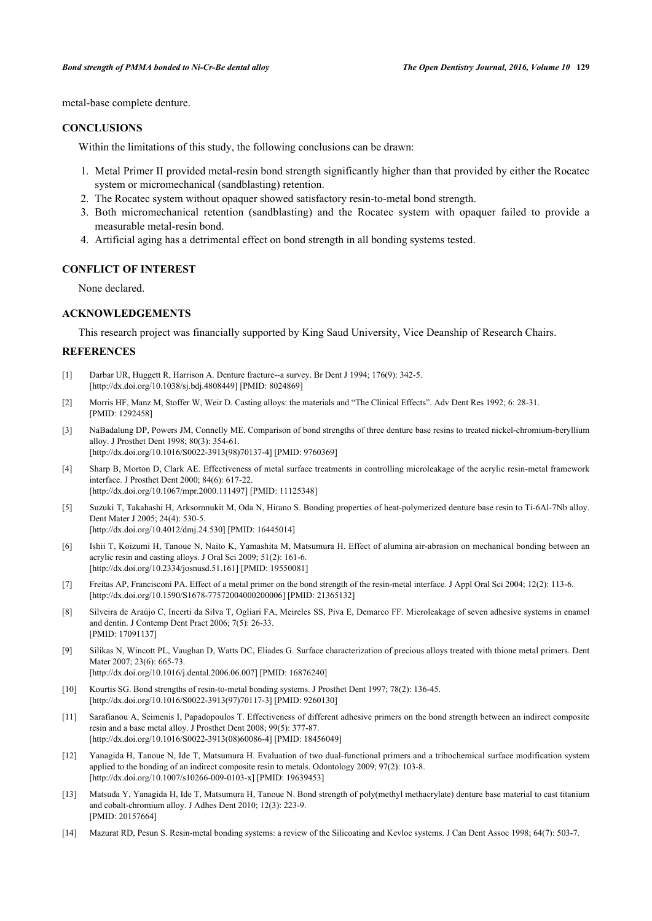metal-base complete denture.

## CONCLUSIONS

Within the limitations of this study, the following conclusions can be drawn:

1. Metal Primer II provided metal-resin bond strength significantly higher than that provided by either the Rocatec system or micromechanical (sandblasting) retention.
2. The Rocatec system without opaquer showed satisfactory resin-to-metal bond strength.
3. Both micromechanical retention (sandblasting) and the Rocatec system with opaquer failed to provide a measurable metal-resin bond.
4. Artificial aging has a detrimental effect on bond strength in all bonding systems tested.

## CONFLICT OF INTEREST

None declared.

## ACKNOWLEDGEMENTS

This research project was financially supported by King Saud University, Vice Deanship of Research Chairs.

## REFERENCES

[1] Darbar UR, Huggett R, Harrison A. Denture fracture--a survey. Br Dent J 1994; 176(9): 342-5. [http://dx.doi.org/10.1038/sj.bdj.4808449] [PMID: 8024869]

[2] Morris HF, Manz M, Stoffer W, Weir D. Casting alloys: the materials and "The Clinical Effects". Adv Dent Res 1992; 6: 28-31. [PMID: 1292458]

[3] NaBadalung DP, Powers JM, Connelly ME. Comparison of bond strengths of three denture base resins to treated nickel-chromium-beryllium alloy. J Prosthet Dent 1998; 80(3): 354-61. [http://dx.doi.org/10.1016/S0022-3913(98)70137-4] [PMID: 9760369]

[4] Sharp B, Morton D, Clark AE. Effectiveness of metal surface treatments in controlling microleakage of the acrylic resin-metal framework interface. J Prosthet Dent 2000; 84(6): 617-22. [http://dx.doi.org/10.1067/mpr.2000.111497] [PMID: 11125348]

[5] Suzuki T, Takahashi H, Arksornnukit M, Oda N, Hirano S. Bonding properties of heat-polymerized denture base resin to Ti-6Al-7Nb alloy. Dent Mater J 2005; 24(4): 530-5. [http://dx.doi.org/10.4012/dmj.24.530] [PMID: 16445014]

[6] Ishii T, Koizumi H, Tanoue N, Naito K, Yamashita M, Matsumura H. Effect of alumina air-abrasion on mechanical bonding between an acrylic resin and casting alloys. J Oral Sci 2009; 51(2): 161-6. [http://dx.doi.org/10.2334/josnusd.51.161] [PMID: 19550081]

[7] Freitas AP, Francisconi PA. Effect of a metal primer on the bond strength of the resin-metal interface. J Appl Oral Sci 2004; 12(2): 113-6. [http://dx.doi.org/10.1590/S1678-77572004000200006] [PMID: 21365132]

[8] Silveira de Araújo C, Incerti da Silva T, Ogliari FA, Meireles SS, Piva E, Demarco FF. Microleakage of seven adhesive systems in enamel and dentin. J Contemp Dent Pract 2006; 7(5): 26-33. [PMID: 17091137]

[9] Silikas N, Wincott PL, Vaughan D, Watts DC, Eliades G. Surface characterization of precious alloys treated with thione metal primers. Dent Mater 2007; 23(6): 665-73. [http://dx.doi.org/10.1016/j.dental.2006.06.007] [PMID: 16876240]

[10] Kourtis SG. Bond strengths of resin-to-metal bonding systems. J Prosthet Dent 1997; 78(2): 136-45. [http://dx.doi.org/10.1016/S0022-3913(97)70117-3] [PMID: 9260130]

[11] Sarafianou A, Seimenis I, Papadopoulos T. Effectiveness of different adhesive primers on the bond strength between an indirect composite resin and a base metal alloy. J Prosthet Dent 2008; 99(5): 377-87. [http://dx.doi.org/10.1016/S0022-3913(08)60086-4] [PMID: 18456049]

[12] Yanagida H, Tanoue N, Ide T, Matsumura H. Evaluation of two dual-functional primers and a tribochemical surface modification system applied to the bonding of an indirect composite resin to metals. Odontology 2009; 97(2): 103-8. [http://dx.doi.org/10.1007/s10266-009-0103-x] [PMID: 19639453]

[13] Matsuda Y, Yanagida H, Ide T, Matsumura H, Tanoue N. Bond strength of poly(methyl methacrylate) denture base material to cast titanium and cobalt-chromium alloy. J Adhes Dent 2010; 12(3): 223-9. [PMID: 20157664]

[14] Mazurat RD, Pesun S. Resin-metal bonding systems: a review of the Silicoating and Kevloc systems. J Can Dent Assoc 1998; 64(7): 503-7.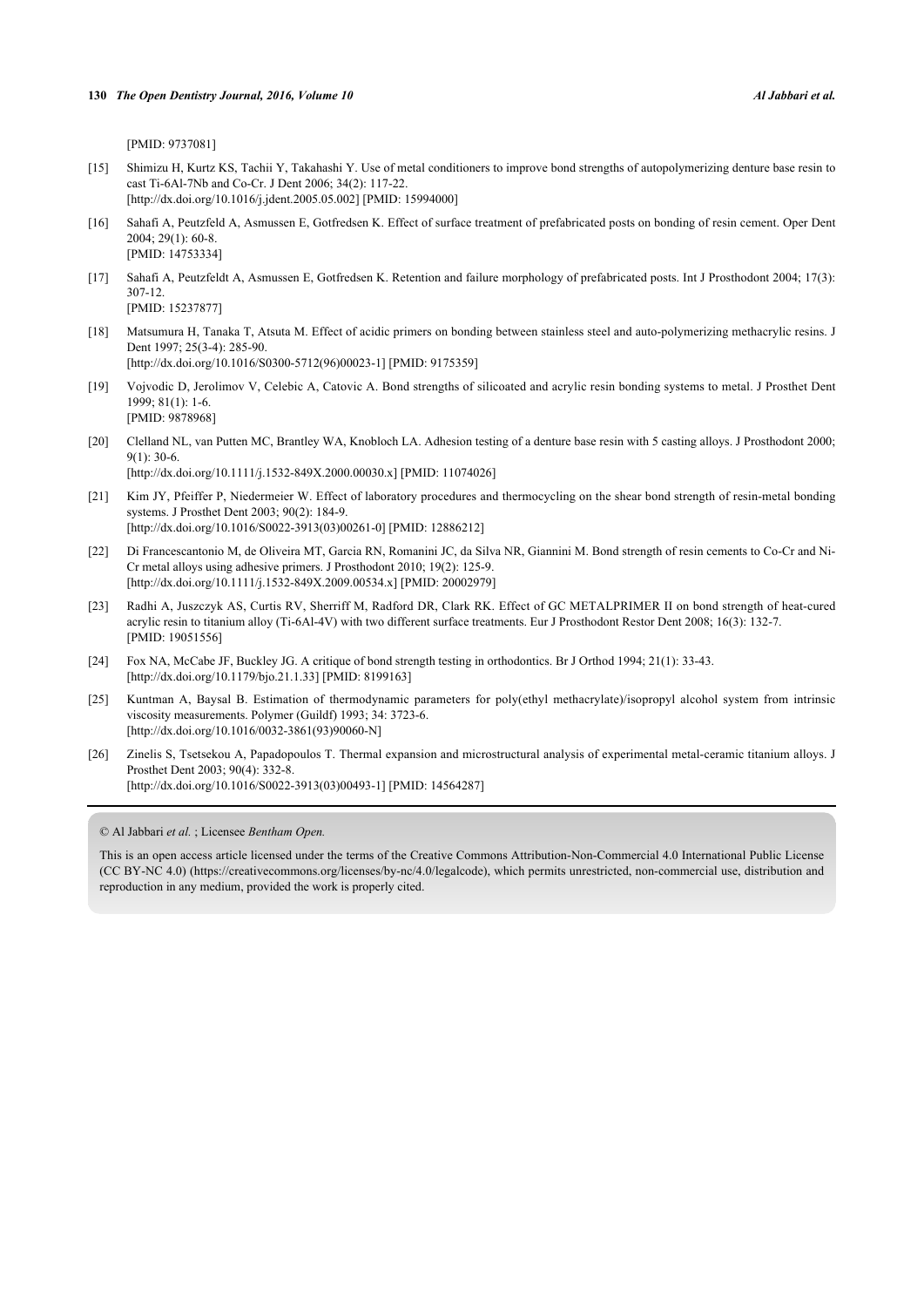[PMID: 9737081]

[15] Shimizu H, Kurtz KS, Tachii Y, Takahashi Y. Use of metal conditioners to improve bond strengths of autopolymerizing denture base resin to cast Ti-6Al-7Nb and Co-Cr. J Dent 2006; 34(2): 117-22.
[http://dx.doi.org/10.1016/j.jdent.2005.05.002] [PMID: 15994000]

[16] Sahafi A, Peutzfeld A, Asmussen E, Gotfredsen K. Effect of surface treatment of prefabricated posts on bonding of resin cement. Oper Dent 2004; 29(1): 60-8.
[PMID: 14753334]

[17] Sahafi A, Peutzfeldt A, Asmussen E, Gotfredsen K. Retention and failure morphology of prefabricated posts. Int J Prosthodont 2004; 17(3): 307-12.
[PMID: 15237877]

[18] Matsumura H, Tanaka T, Atsuta M. Effect of acidic primers on bonding between stainless steel and auto-polymerizing methacrylic resins. J Dent 1997; 25(3-4): 285-90.
[http://dx.doi.org/10.1016/S0300-5712(96)00023-1] [PMID: 9175359]

[19] Vojvodic D, Jerolimov V, Celebic A, Catovic A. Bond strengths of silicoated and acrylic resin bonding systems to metal. J Prosthet Dent 1999; 81(1): 1-6.
[PMID: 9878968]

[20] Clelland NL, van Putten MC, Brantley WA, Knobloch LA. Adhesion testing of a denture base resin with 5 casting alloys. J Prosthodont 2000; 9(1): 30-6.
[http://dx.doi.org/10.1111/j.1532-849X.2000.00030.x] [PMID: 11074026]

[21] Kim JY, Pfeiffer P, Niedermeier W. Effect of laboratory procedures and thermocycling on the shear bond strength of resin-metal bonding systems. J Prosthet Dent 2003; 90(2): 184-9.
[http://dx.doi.org/10.1016/S0022-3913(03)00261-0] [PMID: 12886212]

[22] Di Francescantonio M, de Oliveira MT, Garcia RN, Romanini JC, da Silva NR, Giannini M. Bond strength of resin cements to Co-Cr and Ni-Cr metal alloys using adhesive primers. J Prosthodont 2010; 19(2): 125-9.
[http://dx.doi.org/10.1111/j.1532-849X.2009.00534.x] [PMID: 20002979]

[23] Radhi A, Juszczyk AS, Curtis RV, Sherriff M, Radford DR, Clark RK. Effect of GC METALPRIMER II on bond strength of heat-cured acrylic resin to titanium alloy (Ti-6Al-4V) with two different surface treatments. Eur J Prosthodont Restor Dent 2008; 16(3): 132-7.
[PMID: 19051556]

[24] Fox NA, McCabe JF, Buckley JG. A critique of bond strength testing in orthodontics. Br J Orthod 1994; 21(1): 33-43.
[http://dx.doi.org/10.1179/bjo.21.1.33] [PMID: 8199163]

[25] Kuntman A, Baysal B. Estimation of thermodynamic parameters for poly(ethyl methacrylate)/isopropyl alcohol system from intrinsic viscosity measurements. Polymer (Guildf) 1993; 34: 3723-6.
[http://dx.doi.org/10.1016/0032-3861(93)90060-N]

[26] Zinelis S, Tsetsekou A, Papadopoulos T. Thermal expansion and microstructural analysis of experimental metal-ceramic titanium alloys. J Prosthet Dent 2003; 90(4): 332-8.
[http://dx.doi.org/10.1016/S0022-3913(03)00493-1] [PMID: 14564287]

© Al Jabbari *et al.* ; Licensee *Bentham Open.*

This is an open access article licensed under the terms of the Creative Commons Attribution-Non-Commercial 4.0 International Public License (CC BY-NC 4.0) (https://creativecommons.org/licenses/by-nc/4.0/legalcode), which permits unrestricted, non-commercial use, distribution and reproduction in any medium, provided the work is properly cited.